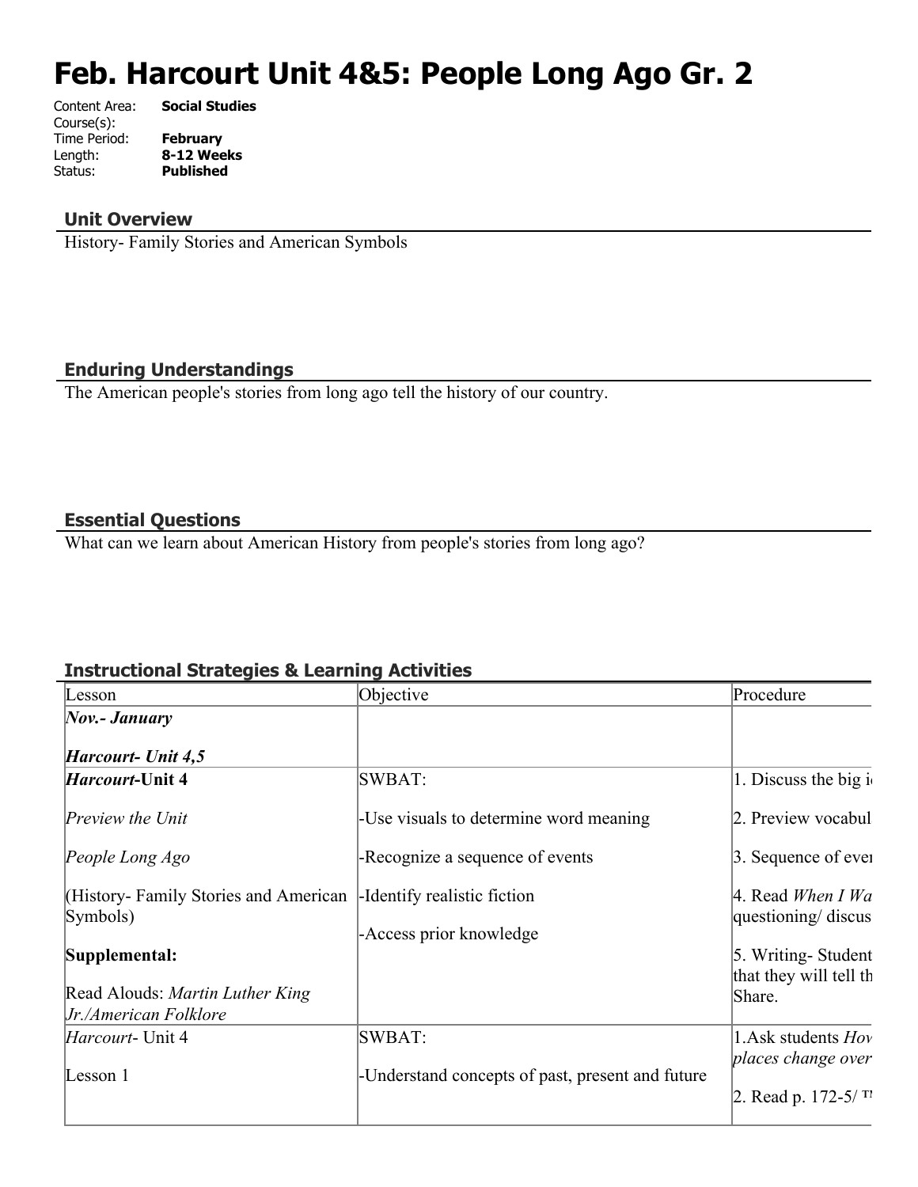# Feb. Harcourt Unit 4&5: People Long Ago Gr. 2

Content Area: **Social Studies**
Course(s):
Time Period: **February**
Length: **8-12 Weeks**
Status: **Published**

## Unit Overview

History- Family Stories and American Symbols

## Enduring Understandings

The American people's stories from long ago tell the history of our country.

## Essential Questions

What can we learn about American History from people's stories from long ago?

## Instructional Strategies & Learning Activities

| Lesson | Objective | Procedure |
|---|---|---|
| ***Nov.- January***<br><br>***Harcourt- Unit 4,5*** | | |
| ***Harcourt*-Unit 4**<br><br>*Preview the Unit*<br><br>*People Long Ago*<br><br>(History- Family Stories and American Symbols)<br><br>**Supplemental:**<br><br>Read Alouds: *Martin Luther King Jr./American Folklore* | SWBAT:<br><br>-Use visuals to determine word meaning<br><br>-Recognize a sequence of events<br><br>-Identify realistic fiction<br><br>-Access prior knowledge | 1. Discuss the big i<br><br>2. Preview vocabul<br><br>3. Sequence of even<br><br>4. Read *When I Wa* questioning/ discus<br><br>5. Writing- Student that they will tell th Share. |
| *Harcourt*- Unit 4<br><br>Lesson 1 | SWBAT:<br><br>-Understand concepts of past, present and future | 1.Ask students *Hov places change over*<br><br>2. Read p. 172-5/ T |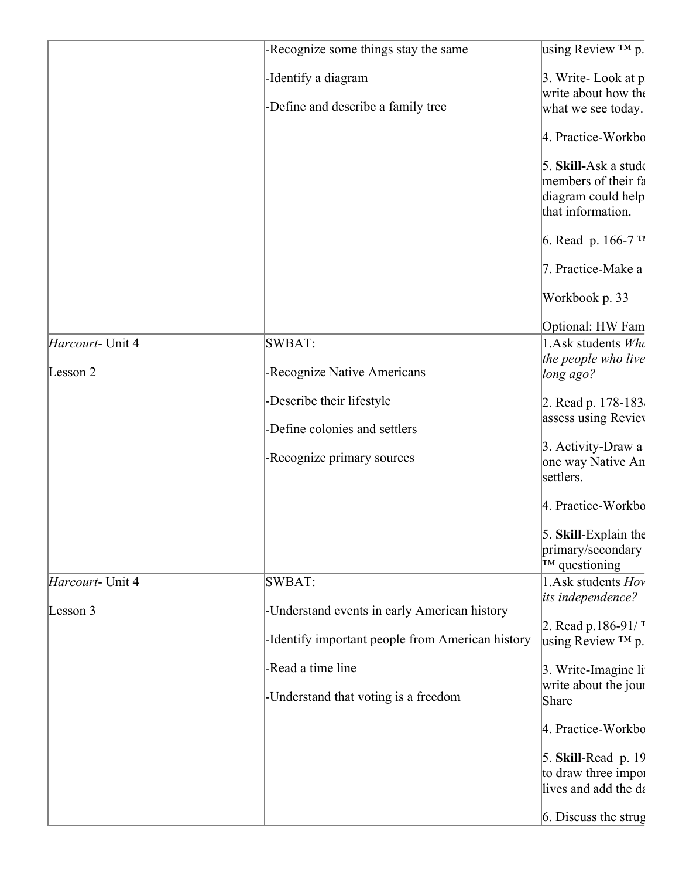| | | |
|---|---|---|
| | -Recognize some things stay the same<br><br>-Identify a diagram<br><br>-Define and describe a family tree | using Review ™ p.<br><br>3. Write- Look at p write about how the what we see today.<br><br>4. Practice-Workbo<br><br>5. **Skill-**Ask a stude members of their fa diagram could help that information.<br><br>6. Read p. 166-7 ™<br><br>7. Practice-Make a<br><br>Workbook p. 33<br><br>Optional: HW Fam |
| *Harcourt*- Unit 4<br><br>Lesson 2 | SWBAT:<br><br>-Recognize Native Americans<br><br>-Describe their lifestyle<br><br>-Define colonies and settlers<br><br>-Recognize primary sources | 1.Ask students *Who the people who live long ago?*<br><br>2. Read p. 178-183/ assess using Review<br><br>3. Activity-Draw a one way Native Am settlers.<br><br>4. Practice-Workbo<br><br>5. **Skill**-Explain the primary/secondary ™ questioning |
| *Harcourt*- Unit 4<br><br>Lesson 3 | SWBAT:<br><br>-Understand events in early American history<br><br>-Identify important people from American history<br><br>-Read a time line<br><br>-Understand that voting is a freedom | 1.Ask students *How its independence?*<br><br>2. Read p.186-91/ ™ using Review ™ p.<br><br>3. Write-Imagine li write about the jour Share<br><br>4. Practice-Workbo<br><br>5. **Skill**-Read p. 19 to draw three impor lives and add the da<br><br>6. Discuss the strug |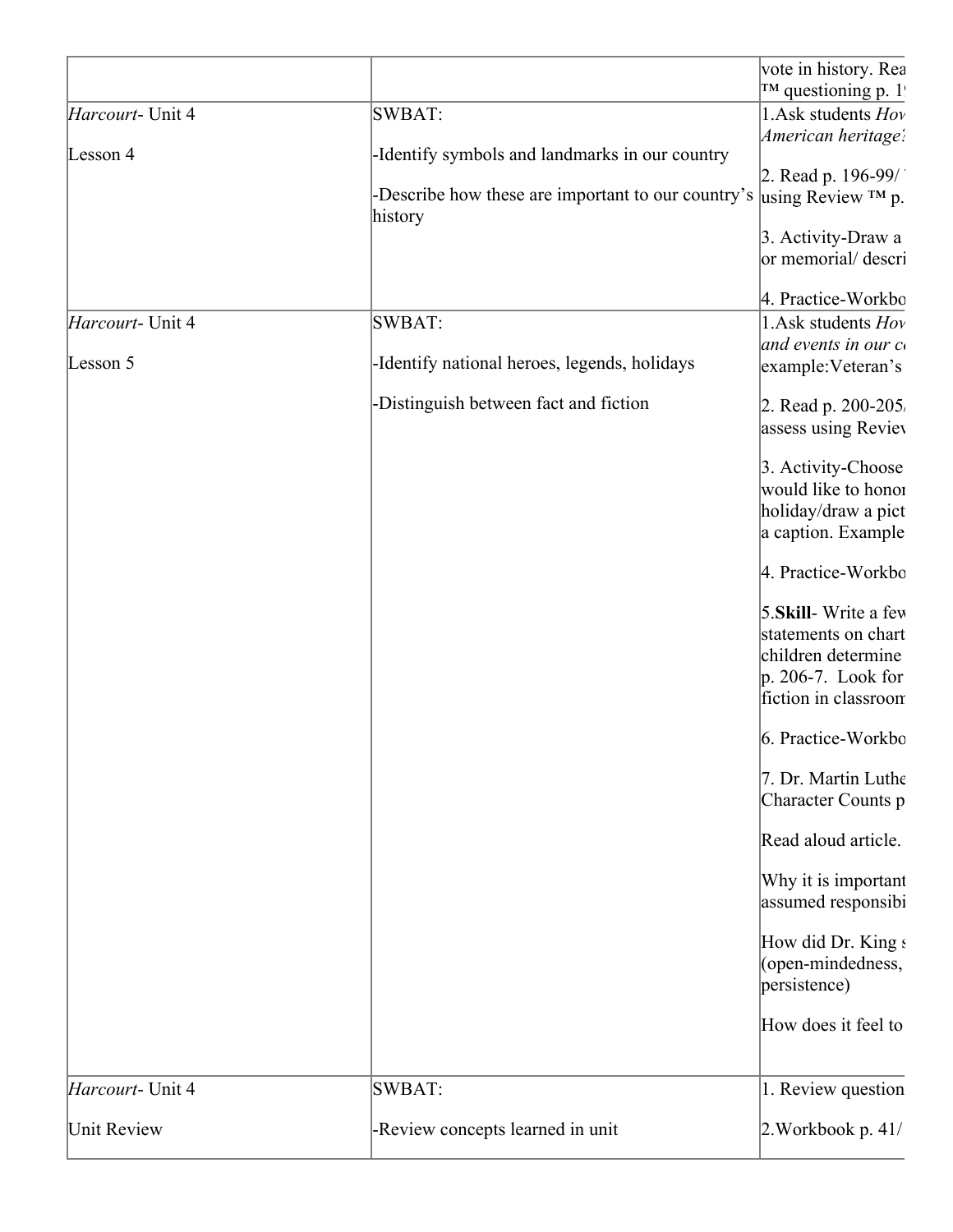| | | |
|---|---|---|
| | | vote in history. Rea ™ questioning p. 1 |
| *Harcourt*- Unit 4<br><br>Lesson 4 | SWBAT:<br><br>-Identify symbols and landmarks in our country<br><br>-Describe how these are important to our country's history | 1.Ask students *Hov American heritage?*<br><br>2. Read p. 196-99/ using Review ™ p.<br><br>3. Activity-Draw a or memorial/ descri<br><br>4. Practice-Workbo |
| *Harcourt*- Unit 4<br><br>Lesson 5 | SWBAT:<br><br>-Identify national heroes, legends, holidays<br><br>-Distinguish between fact and fiction | 1.Ask students *Hov and events in our c* example:Veteran's<br><br>2. Read p. 200-205 assess using Review<br><br>3. Activity-Choose would like to honor holiday/draw a pict a caption. Example<br><br>4. Practice-Workbo<br><br>5.**Skill**- Write a few statements on chart children determine p. 206-7. Look for fiction in classroom<br><br>6. Practice-Workbo<br><br>7. Dr. Martin Luthe Character Counts p<br><br>Read aloud article.<br><br>Why it is important assumed responsibi<br><br>How did Dr. King s (open-mindedness, persistence)<br><br>How does it feel to |
| *Harcourt*- Unit 4<br><br>Unit Review | SWBAT:<br><br>-Review concepts learned in unit | 1. Review question<br><br>2.Workbook p. 41/ |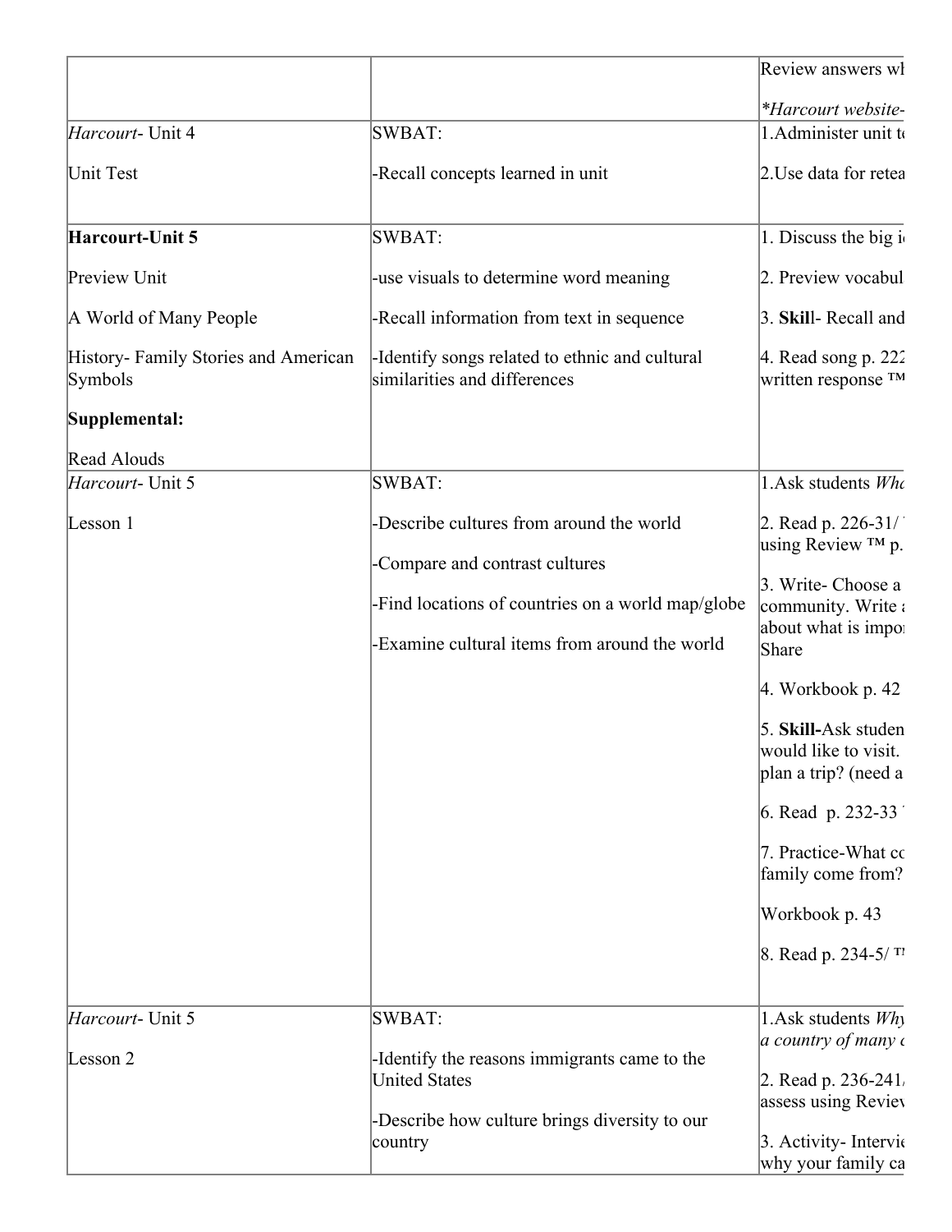| | | |
|---|---|---|
| | | Review answers wh<br><br>*\*Harcourt website-* |
| *Harcourt*- Unit 4<br><br>Unit Test | SWBAT:<br><br>-Recall concepts learned in unit | 1.Administer unit te<br><br>2.Use data for retea |
| **Harcourt-Unit 5**<br><br>Preview Unit<br><br>A World of Many People<br><br>History- Family Stories and American Symbols<br><br>**Supplemental:**<br><br>Read Alouds | SWBAT:<br><br>-use visuals to determine word meaning<br><br>-Recall information from text in sequence<br><br>-Identify songs related to ethnic and cultural similarities and differences | 1. Discuss the big i<br><br>2. Preview vocabul<br><br>3. **Skil**l- Recall and<br><br>4. Read song p. 222<br>written response ™ |
| *Harcourt*- Unit 5<br><br>Lesson 1 | SWBAT:<br><br>-Describe cultures from around the world<br><br>-Compare and contrast cultures<br><br>-Find locations of countries on a world map/globe<br><br>-Examine cultural items from around the world | 1.Ask students *Wha*<br><br>2. Read p. 226-31/<br>using Review ™ p.<br><br>3. Write- Choose a<br>community. Write a<br>about what is impor<br>Share<br><br>4. Workbook p. 42<br><br>5. **Skill-**Ask studen<br>would like to visit.<br>plan a trip? (need a<br><br>6. Read p. 232-33<br><br>7. Practice-What co<br>family come from?<br><br>Workbook p. 43<br><br>8. Read p. 234-5/ ™ |
| *Harcourt*- Unit 5<br><br>Lesson 2 | SWBAT:<br><br>-Identify the reasons immigrants came to the United States<br><br>-Describe how culture brings diversity to our country | 1.Ask students *Why*<br>*a country of many c*<br><br>2. Read p. 236-241/<br>assess using Review<br><br>3. Activity- Intervie<br>why your family ca |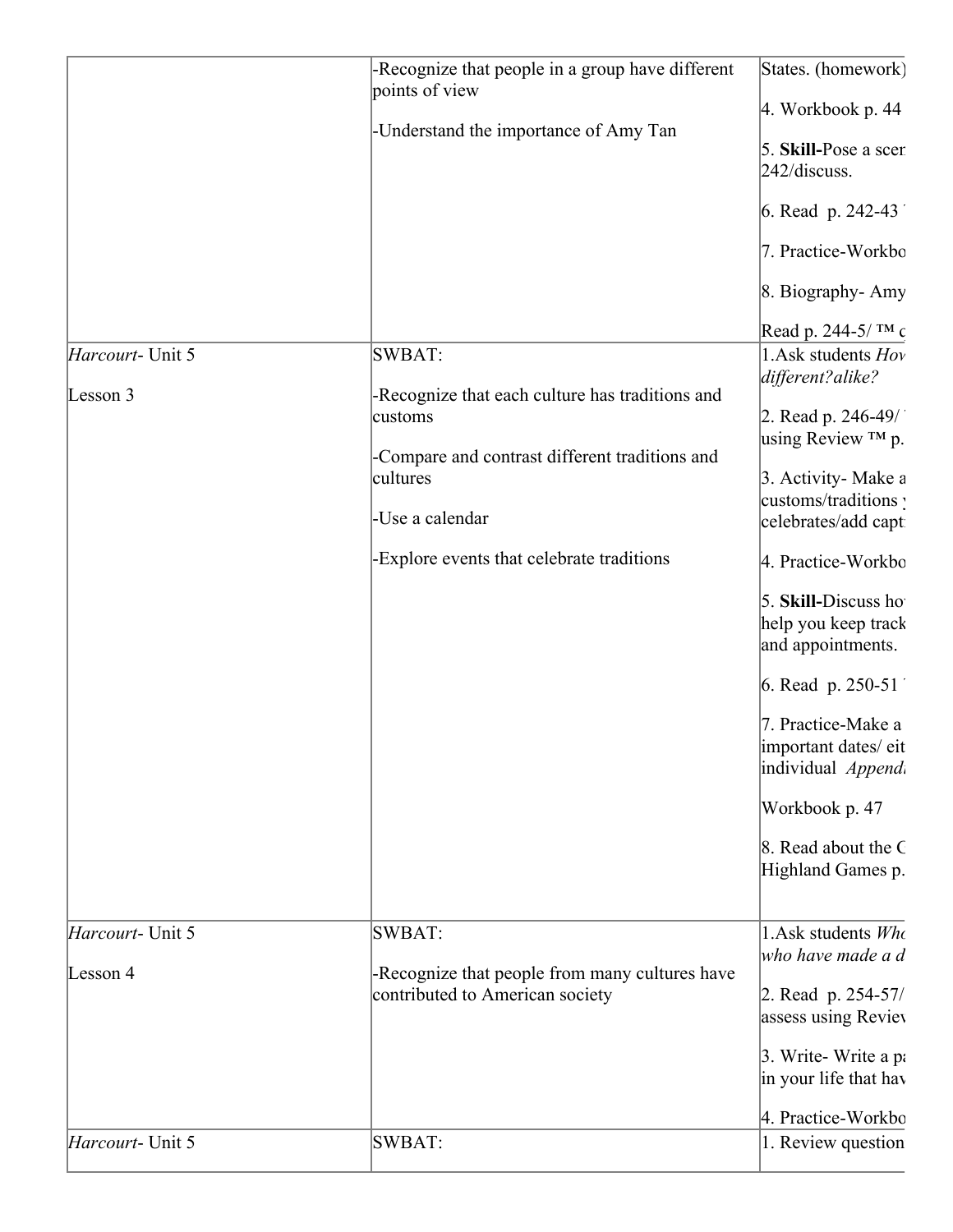| | | |
|---|---|---|
| | -Recognize that people in a group have different points of view<br><br>-Understand the importance of Amy Tan | States. (homework)<br><br>4. Workbook p. 44<br><br>5. **Skill-**Pose a scer 242/discuss.<br><br>6. Read p. 242-43<br><br>7. Practice-Workbo<br><br>8. Biography- Amy<br><br>Read p. 244-5/ ™ c |
| *Harcourt*- Unit 5<br><br>Lesson 3 | SWBAT:<br><br>-Recognize that each culture has traditions and customs<br><br>-Compare and contrast different traditions and cultures<br><br>-Use a calendar<br><br>-Explore events that celebrate traditions | 1.Ask students *How different?alike?*<br><br>2. Read p. 246-49/ using Review ™ p.<br><br>3. Activity- Make a customs/traditions celebrates/add capt<br><br>4. Practice-Workbo<br><br>5. **Skill-**Discuss ho help you keep track and appointments.<br><br>6. Read p. 250-51<br><br>7. Practice-Make a important dates/ eit individual *Append*<br><br>Workbook p. 47<br><br>8. Read about the C Highland Games p. |
| *Harcourt*- Unit 5<br><br>Lesson 4 | SWBAT:<br><br>-Recognize that people from many cultures have contributed to American society | 1.Ask students *Who who have made a d*<br><br>2. Read p. 254-57/ assess using Reviev<br><br>3. Write- Write a pa in your life that hav<br><br>4. Practice-Workbo |
| *Harcourt*- Unit 5 | SWBAT: | 1. Review question |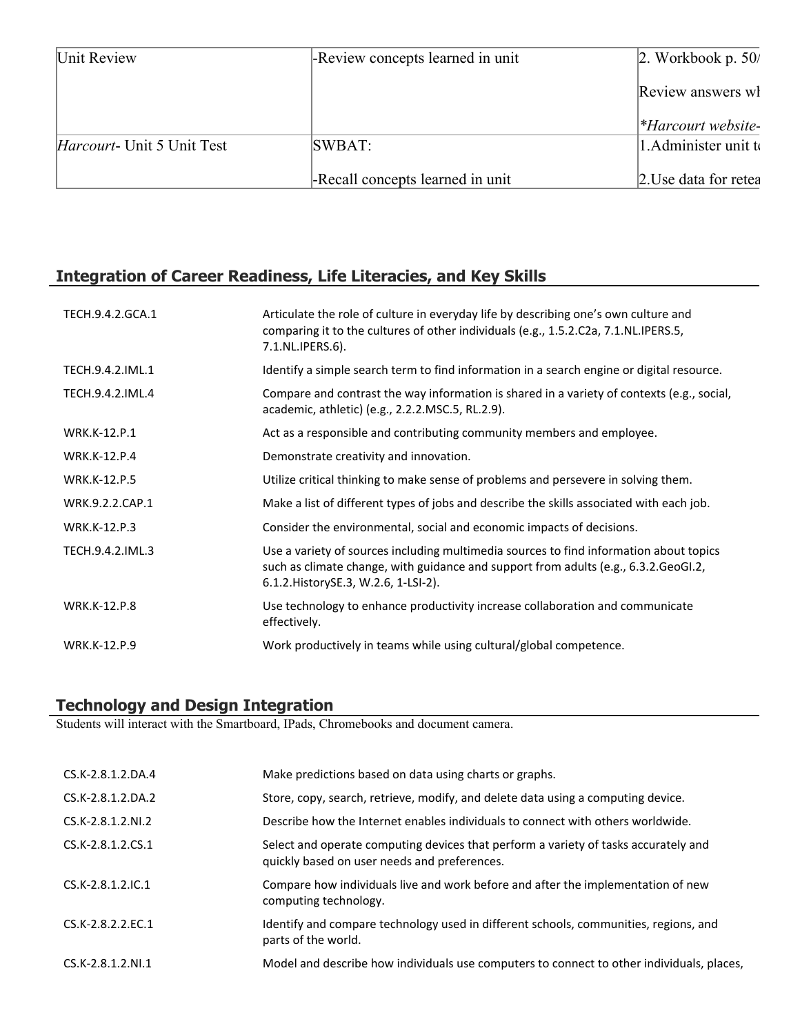| Unit Review | -Review concepts learned in unit | 2. Workbook p. 50/<br><br>Review answers wh<br><br>**Harcourt website-* |
|---|---|---|
| *Harcourt*- Unit 5 Unit Test | SWBAT:<br><br>-Recall concepts learned in unit | 1.Administer unit te<br><br>2.Use data for retea |

## Integration of Career Readiness, Life Literacies, and Key Skills

| | |
|---|---|
| TECH.9.4.2.GCA.1 | Articulate the role of culture in everyday life by describing one's own culture and comparing it to the cultures of other individuals (e.g., 1.5.2.C2a, 7.1.NL.IPERS.5, 7.1.NL.IPERS.6). |
| TECH.9.4.2.IML.1 | Identify a simple search term to find information in a search engine or digital resource. |
| TECH.9.4.2.IML.4 | Compare and contrast the way information is shared in a variety of contexts (e.g., social, academic, athletic) (e.g., 2.2.2.MSC.5, RL.2.9). |
| WRK.K-12.P.1 | Act as a responsible and contributing community members and employee. |
| WRK.K-12.P.4 | Demonstrate creativity and innovation. |
| WRK.K-12.P.5 | Utilize critical thinking to make sense of problems and persevere in solving them. |
| WRK.9.2.2.CAP.1 | Make a list of different types of jobs and describe the skills associated with each job. |
| WRK.K-12.P.3 | Consider the environmental, social and economic impacts of decisions. |
| TECH.9.4.2.IML.3 | Use a variety of sources including multimedia sources to find information about topics such as climate change, with guidance and support from adults (e.g., 6.3.2.GeoGI.2, 6.1.2.HistorySE.3, W.2.6, 1-LSI-2). |
| WRK.K-12.P.8 | Use technology to enhance productivity increase collaboration and communicate effectively. |
| WRK.K-12.P.9 | Work productively in teams while using cultural/global competence. |

## Technology and Design Integration

Students will interact with the Smartboard, IPads, Chromebooks and document camera.

| | |
|---|---|
| CS.K-2.8.1.2.DA.4 | Make predictions based on data using charts or graphs. |
| CS.K-2.8.1.2.DA.2 | Store, copy, search, retrieve, modify, and delete data using a computing device. |
| CS.K-2.8.1.2.NI.2 | Describe how the Internet enables individuals to connect with others worldwide. |
| CS.K-2.8.1.2.CS.1 | Select and operate computing devices that perform a variety of tasks accurately and quickly based on user needs and preferences. |
| CS.K-2.8.1.2.IC.1 | Compare how individuals live and work before and after the implementation of new computing technology. |
| CS.K-2.8.2.2.EC.1 | Identify and compare technology used in different schools, communities, regions, and parts of the world. |
| CS.K-2.8.1.2.NI.1 | Model and describe how individuals use computers to connect to other individuals, places, |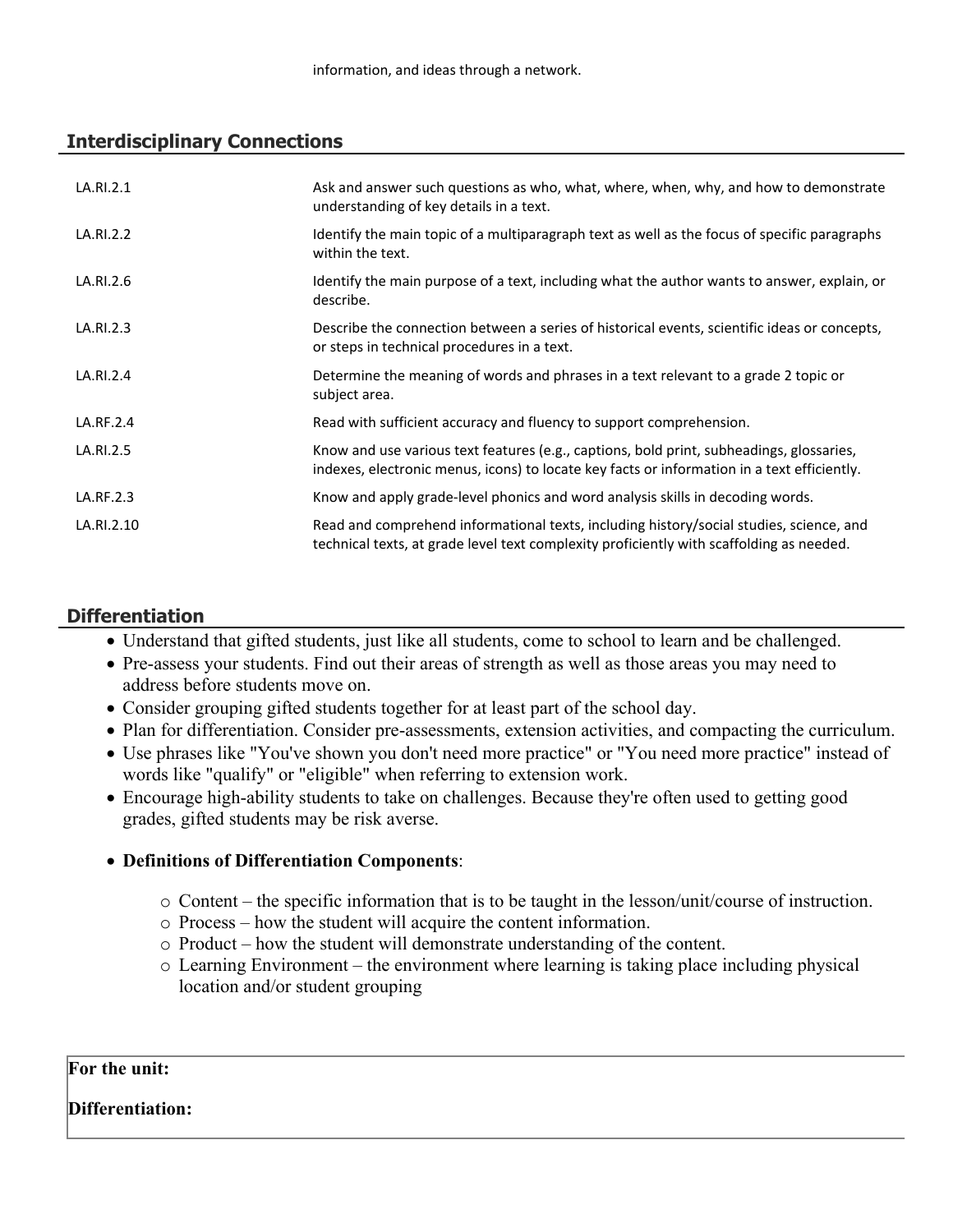information, and ideas through a network.

## Interdisciplinary Connections

| | |
|---|---|
| LA.RI.2.1 | Ask and answer such questions as who, what, where, when, why, and how to demonstrate understanding of key details in a text. |
| LA.RI.2.2 | Identify the main topic of a multiparagraph text as well as the focus of specific paragraphs within the text. |
| LA.RI.2.6 | Identify the main purpose of a text, including what the author wants to answer, explain, or describe. |
| LA.RI.2.3 | Describe the connection between a series of historical events, scientific ideas or concepts, or steps in technical procedures in a text. |
| LA.RI.2.4 | Determine the meaning of words and phrases in a text relevant to a grade 2 topic or subject area. |
| LA.RF.2.4 | Read with sufficient accuracy and fluency to support comprehension. |
| LA.RI.2.5 | Know and use various text features (e.g., captions, bold print, subheadings, glossaries, indexes, electronic menus, icons) to locate key facts or information in a text efficiently. |
| LA.RF.2.3 | Know and apply grade-level phonics and word analysis skills in decoding words. |
| LA.RI.2.10 | Read and comprehend informational texts, including history/social studies, science, and technical texts, at grade level text complexity proficiently with scaffolding as needed. |

## Differentiation

- Understand that gifted students, just like all students, come to school to learn and be challenged.
- Pre-assess your students. Find out their areas of strength as well as those areas you may need to address before students move on.
- Consider grouping gifted students together for at least part of the school day.
- Plan for differentiation. Consider pre-assessments, extension activities, and compacting the curriculum.
- Use phrases like "You've shown you don't need more practice" or "You need more practice" instead of words like "qualify" or "eligible" when referring to extension work.
- Encourage high-ability students to take on challenges. Because they're often used to getting good grades, gifted students may be risk averse.
- **Definitions of Differentiation Components**:
  - Content – the specific information that is to be taught in the lesson/unit/course of instruction.
  - Process – how the student will acquire the content information.
  - Product – how the student will demonstrate understanding of the content.
  - Learning Environment – the environment where learning is taking place including physical location and/or student grouping

**For the unit:**

**Differentiation:**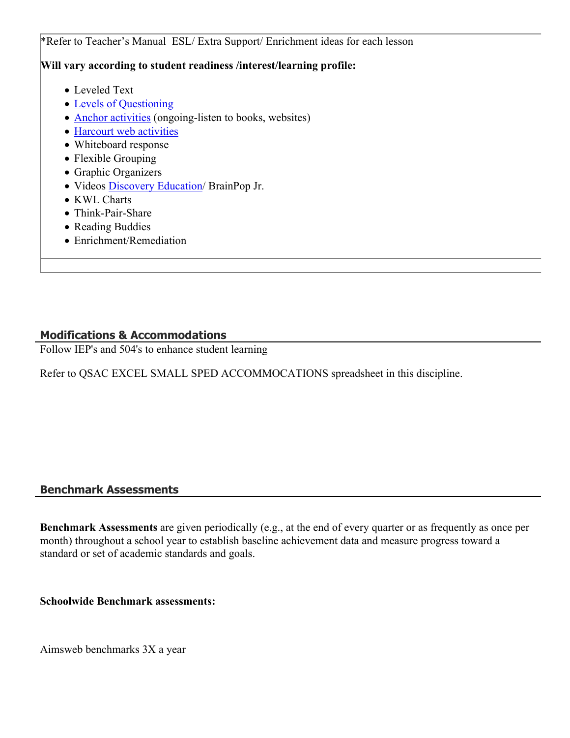*Refer to Teacher's Manual  ESL/ Extra Support/ Enrichment ideas for each lesson

**Will vary according to student readiness /interest/learning profile:**

- Leveled Text
- Levels of Questioning
- Anchor activities (ongoing-listen to books, websites)
- Harcourt web activities
- Whiteboard response
- Flexible Grouping
- Graphic Organizers
- Videos Discovery Education/ BrainPop Jr.
- KWL Charts
- Think-Pair-Share
- Reading Buddies
- Enrichment/Remediation

## Modifications & Accommodations

Follow IEP's and 504's to enhance student learning

Refer to QSAC EXCEL SMALL SPED ACCOMMOCATIONS spreadsheet in this discipline.

## Benchmark Assessments

**Benchmark Assessments** are given periodically (e.g., at the end of every quarter or as frequently as once per month) throughout a school year to establish baseline achievement data and measure progress toward a standard or set of academic standards and goals.

**Schoolwide Benchmark assessments:**

Aimsweb benchmarks 3X a year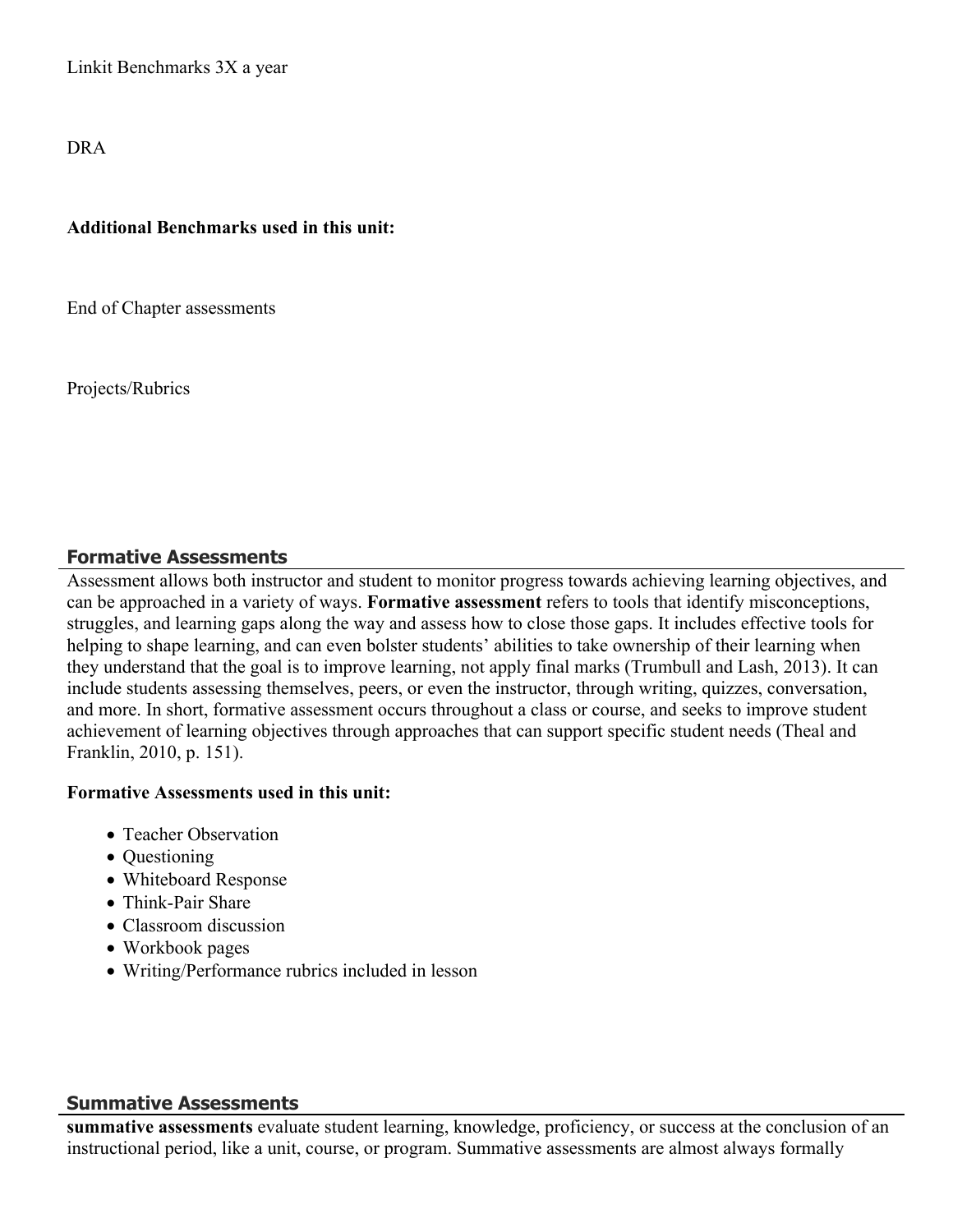Linkit Benchmarks 3X a year

DRA

**Additional Benchmarks used in this unit:**

End of Chapter assessments

Projects/Rubrics

## Formative Assessments

Assessment allows both instructor and student to monitor progress towards achieving learning objectives, and can be approached in a variety of ways. **Formative assessment** refers to tools that identify misconceptions, struggles, and learning gaps along the way and assess how to close those gaps. It includes effective tools for helping to shape learning, and can even bolster students' abilities to take ownership of their learning when they understand that the goal is to improve learning, not apply final marks (Trumbull and Lash, 2013). It can include students assessing themselves, peers, or even the instructor, through writing, quizzes, conversation, and more. In short, formative assessment occurs throughout a class or course, and seeks to improve student achievement of learning objectives through approaches that can support specific student needs (Theal and Franklin, 2010, p. 151).

**Formative Assessments used in this unit:**

- Teacher Observation
- Questioning
- Whiteboard Response
- Think-Pair Share
- Classroom discussion
- Workbook pages
- Writing/Performance rubrics included in lesson

## Summative Assessments

**summative assessments** evaluate student learning, knowledge, proficiency, or success at the conclusion of an instructional period, like a unit, course, or program. Summative assessments are almost always formally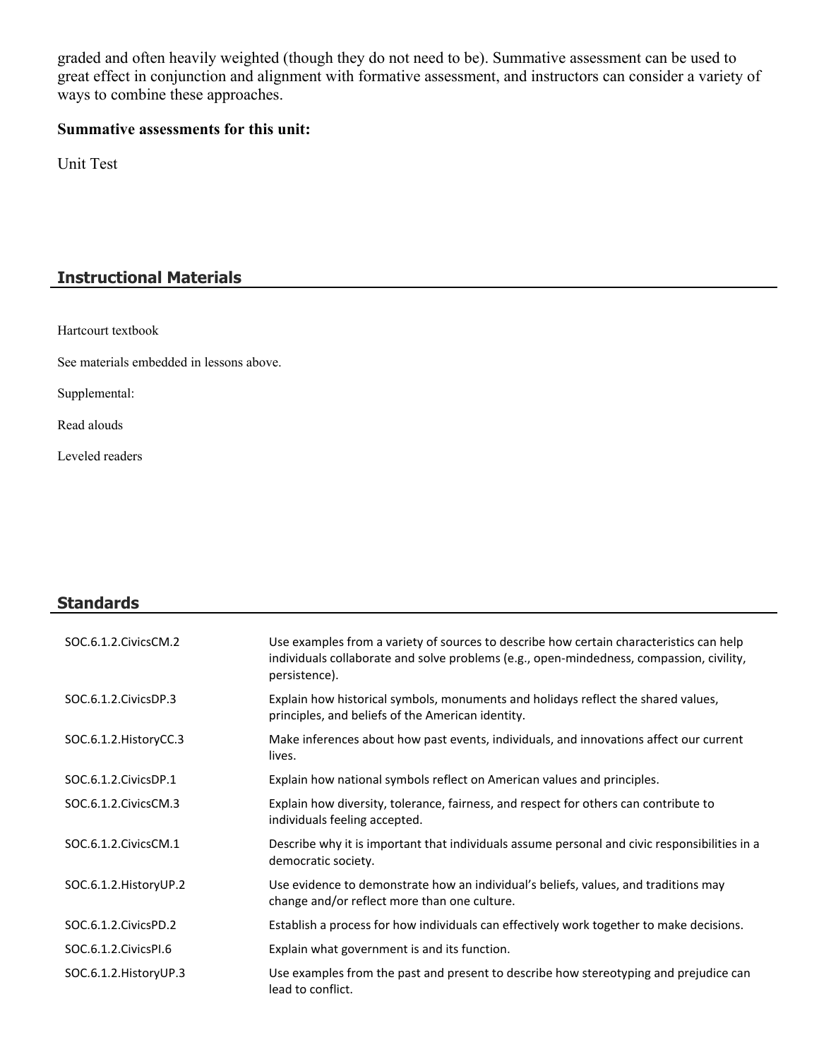graded and often heavily weighted (though they do not need to be). Summative assessment can be used to great effect in conjunction and alignment with formative assessment, and instructors can consider a variety of ways to combine these approaches.

**Summative assessments for this unit:**

Unit Test

## Instructional Materials

Hartcourt textbook

See materials embedded in lessons above.

Supplemental:

Read alouds

Leveled readers

## Standards

| | |
|---|---|
| SOC.6.1.2.CivicsCM.2 | Use examples from a variety of sources to describe how certain characteristics can help individuals collaborate and solve problems (e.g., open-mindedness, compassion, civility, persistence). |
| SOC.6.1.2.CivicsDP.3 | Explain how historical symbols, monuments and holidays reflect the shared values, principles, and beliefs of the American identity. |
| SOC.6.1.2.HistoryCC.3 | Make inferences about how past events, individuals, and innovations affect our current lives. |
| SOC.6.1.2.CivicsDP.1 | Explain how national symbols reflect on American values and principles. |
| SOC.6.1.2.CivicsCM.3 | Explain how diversity, tolerance, fairness, and respect for others can contribute to individuals feeling accepted. |
| SOC.6.1.2.CivicsCM.1 | Describe why it is important that individuals assume personal and civic responsibilities in a democratic society. |
| SOC.6.1.2.HistoryUP.2 | Use evidence to demonstrate how an individual's beliefs, values, and traditions may change and/or reflect more than one culture. |
| SOC.6.1.2.CivicsPD.2 | Establish a process for how individuals can effectively work together to make decisions. |
| SOC.6.1.2.CivicsPI.6 | Explain what government is and its function. |
| SOC.6.1.2.HistoryUP.3 | Use examples from the past and present to describe how stereotyping and prejudice can lead to conflict. |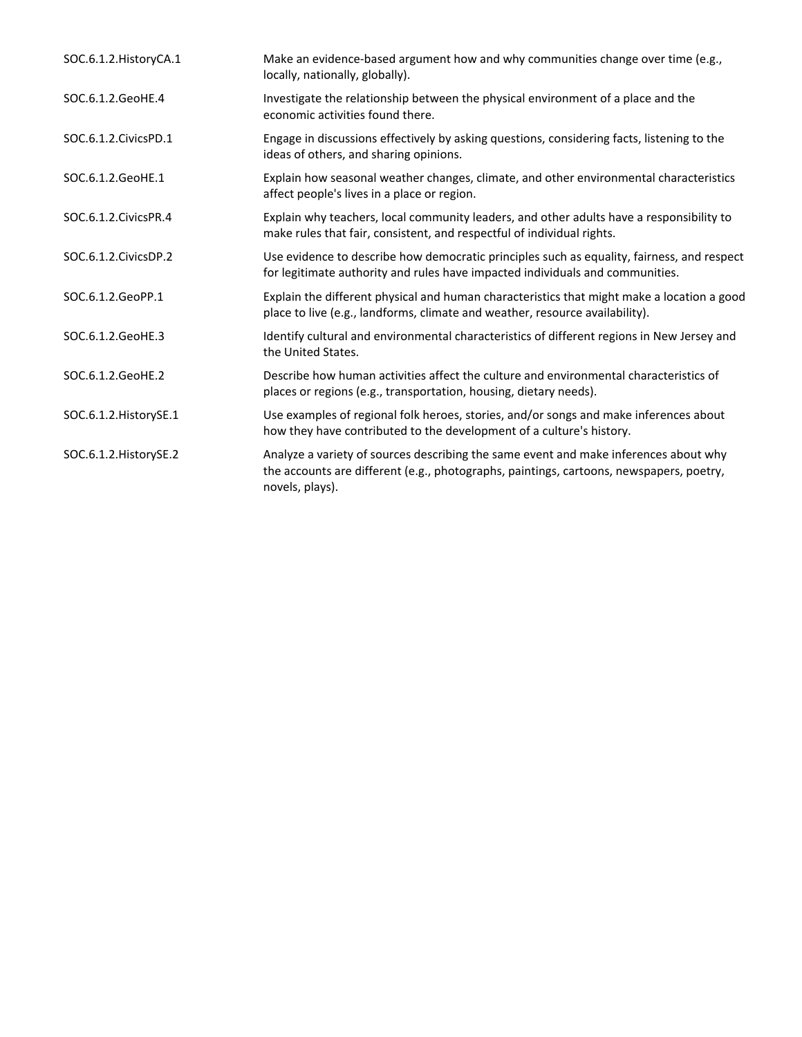| | |
|---|---|
| SOC.6.1.2.HistoryCA.1 | Make an evidence-based argument how and why communities change over time (e.g., locally, nationally, globally). |
| SOC.6.1.2.GeoHE.4 | Investigate the relationship between the physical environment of a place and the economic activities found there. |
| SOC.6.1.2.CivicsPD.1 | Engage in discussions effectively by asking questions, considering facts, listening to the ideas of others, and sharing opinions. |
| SOC.6.1.2.GeoHE.1 | Explain how seasonal weather changes, climate, and other environmental characteristics affect people's lives in a place or region. |
| SOC.6.1.2.CivicsPR.4 | Explain why teachers, local community leaders, and other adults have a responsibility to make rules that fair, consistent, and respectful of individual rights. |
| SOC.6.1.2.CivicsDP.2 | Use evidence to describe how democratic principles such as equality, fairness, and respect for legitimate authority and rules have impacted individuals and communities. |
| SOC.6.1.2.GeoPP.1 | Explain the different physical and human characteristics that might make a location a good place to live (e.g., landforms, climate and weather, resource availability). |
| SOC.6.1.2.GeoHE.3 | Identify cultural and environmental characteristics of different regions in New Jersey and the United States. |
| SOC.6.1.2.GeoHE.2 | Describe how human activities affect the culture and environmental characteristics of places or regions (e.g., transportation, housing, dietary needs). |
| SOC.6.1.2.HistorySE.1 | Use examples of regional folk heroes, stories, and/or songs and make inferences about how they have contributed to the development of a culture's history. |
| SOC.6.1.2.HistorySE.2 | Analyze a variety of sources describing the same event and make inferences about why the accounts are different (e.g., photographs, paintings, cartoons, newspapers, poetry, novels, plays). |